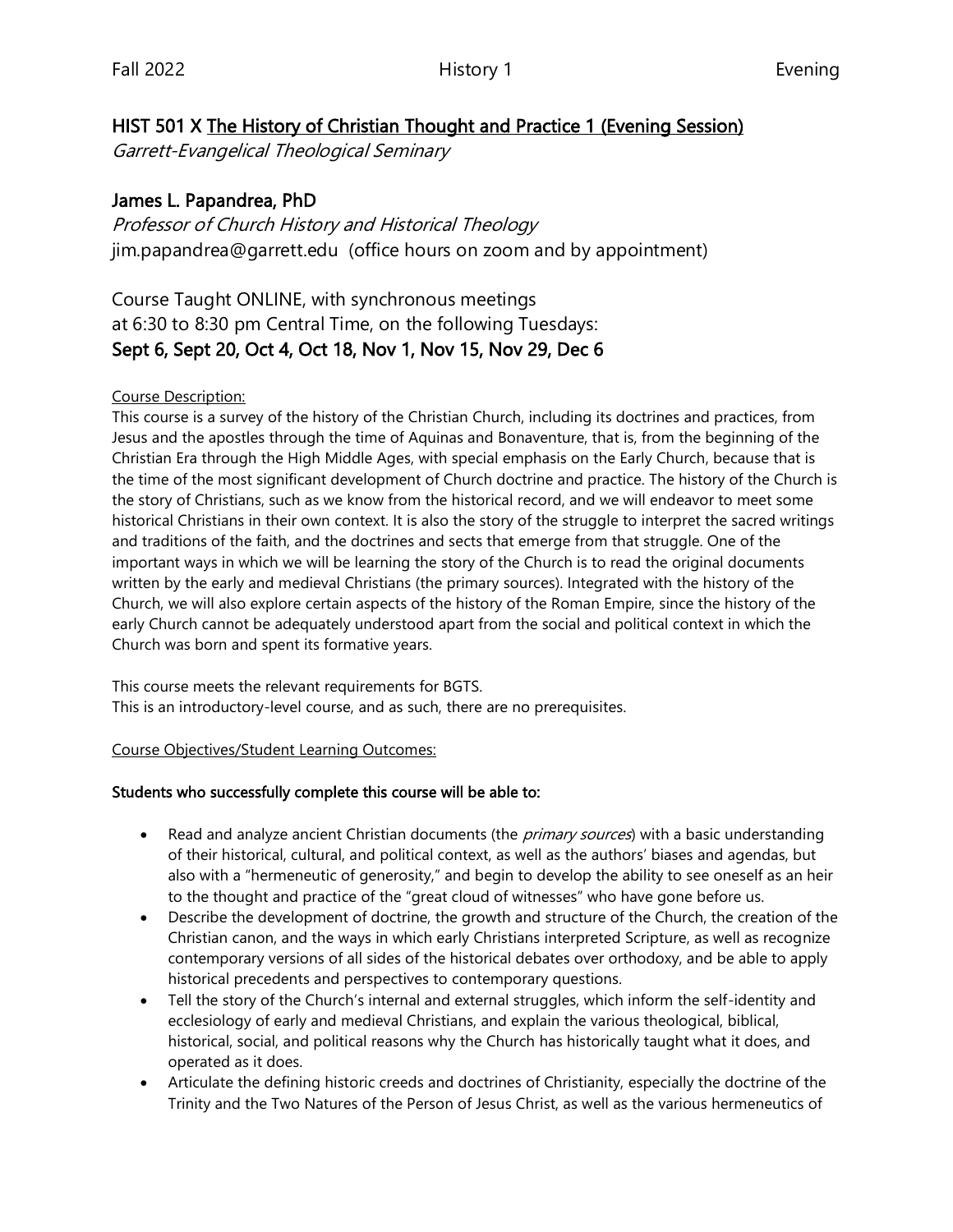## HIST 501 X The History of Christian Thought and Practice 1 (Evening Session)

*Garrett-Evangelical Theological Seminary*

## James L. Papandrea, PhD

*Professor of Church History and Historical Theology*

jim.papandrea@garrett.edu (office hours on zoom and by appointment)

Course Taught ONLINE, with synchronous meetings
at 6:30 to 8:30 pm Central Time, on the following Tuesdays:

### Sept 6, Sept 20, Oct 4, Oct 18, Nov 1, Nov 15, Nov 29, Dec 6

Course Description:

This course is a survey of the history of the Christian Church, including its doctrines and practices, from Jesus and the apostles through the time of Aquinas and Bonaventure, that is, from the beginning of the Christian Era through the High Middle Ages, with special emphasis on the Early Church, because that is the time of the most significant development of Church doctrine and practice. The history of the Church is the story of Christians, such as we know from the historical record, and we will endeavor to meet some historical Christians in their own context. It is also the story of the struggle to interpret the sacred writings and traditions of the faith, and the doctrines and sects that emerge from that struggle. One of the important ways in which we will be learning the story of the Church is to read the original documents written by the early and medieval Christians (the primary sources). Integrated with the history of the Church, we will also explore certain aspects of the history of the Roman Empire, since the history of the early Church cannot be adequately understood apart from the social and political context in which the Church was born and spent its formative years.

This course meets the relevant requirements for BGTS.
This is an introductory-level course, and as such, there are no prerequisites.

Course Objectives/Student Learning Outcomes:

**Students who successfully complete this course will be able to:**

- Read and analyze ancient Christian documents (the *primary sources*) with a basic understanding of their historical, cultural, and political context, as well as the authors' biases and agendas, but also with a "hermeneutic of generosity," and begin to develop the ability to see oneself as an heir to the thought and practice of the "great cloud of witnesses" who have gone before us.
- Describe the development of doctrine, the growth and structure of the Church, the creation of the Christian canon, and the ways in which early Christians interpreted Scripture, as well as recognize contemporary versions of all sides of the historical debates over orthodoxy, and be able to apply historical precedents and perspectives to contemporary questions.
- Tell the story of the Church's internal and external struggles, which inform the self-identity and ecclesiology of early and medieval Christians, and explain the various theological, biblical, historical, social, and political reasons why the Church has historically taught what it does, and operated as it does.
- Articulate the defining historic creeds and doctrines of Christianity, especially the doctrine of the Trinity and the Two Natures of the Person of Jesus Christ, as well as the various hermeneutics of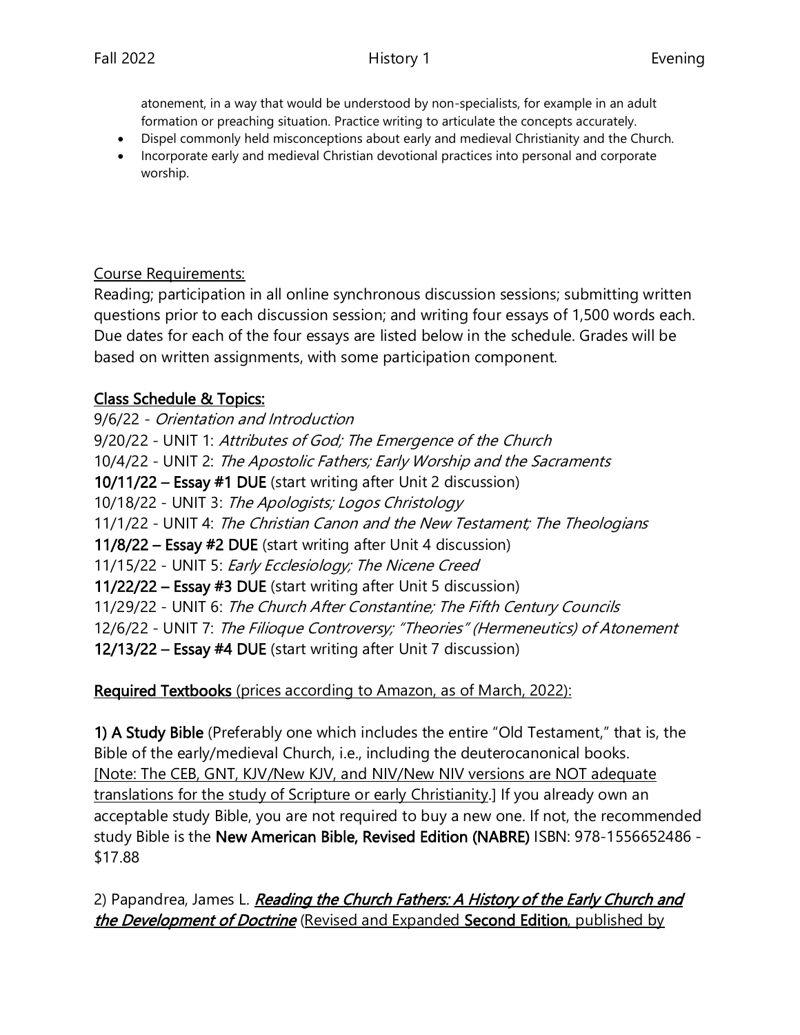atonement, in a way that would be understood by non-specialists, for example in an adult formation or preaching situation. Practice writing to articulate the concepts accurately.

- Dispel commonly held misconceptions about early and medieval Christianity and the Church.
- Incorporate early and medieval Christian devotional practices into personal and corporate worship.

Course Requirements:

Reading; participation in all online synchronous discussion sessions; submitting written questions prior to each discussion session; and writing four essays of 1,500 words each. Due dates for each of the four essays are listed below in the schedule. Grades will be based on written assignments, with some participation component.

**Class Schedule & Topics:**

9/6/22 - *Orientation and Introduction*
9/20/22 - UNIT 1: *Attributes of God; The Emergence of the Church*
10/4/22 - UNIT 2: *The Apostolic Fathers; Early Worship and the Sacraments*
**10/11/22 – Essay #1 DUE** (start writing after Unit 2 discussion)
10/18/22 - UNIT 3: *The Apologists; Logos Christology*
11/1/22 - UNIT 4: *The Christian Canon and the New Testament; The Theologians*
**11/8/22 – Essay #2 DUE** (start writing after Unit 4 discussion)
11/15/22 - UNIT 5: *Early Ecclesiology; The Nicene Creed*
**11/22/22 – Essay #3 DUE** (start writing after Unit 5 discussion)
11/29/22 - UNIT 6: *The Church After Constantine; The Fifth Century Councils*
12/6/22 - UNIT 7: *The Filioque Controversy; "Theories" (Hermeneutics) of Atonement*
**12/13/22 – Essay #4 DUE** (start writing after Unit 7 discussion)

**Required Textbooks** (prices according to Amazon, as of March, 2022):

**1) A Study Bible** (Preferably one which includes the entire "Old Testament," that is, the Bible of the early/medieval Church, i.e., including the deuterocanonical books. [Note: The CEB, GNT, KJV/New KJV, and NIV/New NIV versions are NOT adequate translations for the study of Scripture or early Christianity.] If you already own an acceptable study Bible, you are not required to buy a new one. If not, the recommended study Bible is the **New American Bible, Revised Edition (NABRE)** ISBN: 978-1556652486 - $17.88

2) Papandrea, James L. ***Reading the Church Fathers: A History of the Early Church and the Development of Doctrine*** (Revised and Expanded **Second Edition**, published by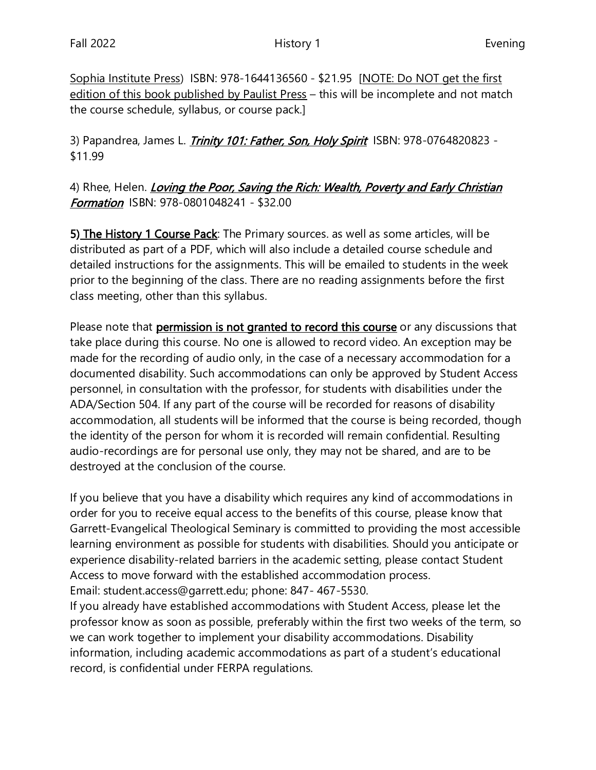Sophia Institute Press) ISBN: 978-1644136560 - $21.95 [NOTE: Do NOT get the first edition of this book published by Paulist Press – this will be incomplete and not match the course schedule, syllabus, or course pack.]

3) Papandrea, James L. ***Trinity 101: Father, Son, Holy Spirit*** ISBN: 978-0764820823 - $11.99

4) Rhee, Helen. ***Loving the Poor, Saving the Rich: Wealth, Poverty and Early Christian Formation*** ISBN: 978-0801048241 - $32.00

**5) The History 1 Course Pack**: The Primary sources. as well as some articles, will be distributed as part of a PDF, which will also include a detailed course schedule and detailed instructions for the assignments. This will be emailed to students in the week prior to the beginning of the class. There are no reading assignments before the first class meeting, other than this syllabus.

Please note that **permission is not granted to record this course** or any discussions that take place during this course. No one is allowed to record video. An exception may be made for the recording of audio only, in the case of a necessary accommodation for a documented disability. Such accommodations can only be approved by Student Access personnel, in consultation with the professor, for students with disabilities under the ADA/Section 504. If any part of the course will be recorded for reasons of disability accommodation, all students will be informed that the course is being recorded, though the identity of the person for whom it is recorded will remain confidential. Resulting audio-recordings are for personal use only, they may not be shared, and are to be destroyed at the conclusion of the course.

If you believe that you have a disability which requires any kind of accommodations in order for you to receive equal access to the benefits of this course, please know that Garrett-Evangelical Theological Seminary is committed to providing the most accessible learning environment as possible for students with disabilities. Should you anticipate or experience disability-related barriers in the academic setting, please contact Student Access to move forward with the established accommodation process.
Email: student.access@garrett.edu; phone: 847- 467-5530.
If you already have established accommodations with Student Access, please let the professor know as soon as possible, preferably within the first two weeks of the term, so we can work together to implement your disability accommodations. Disability information, including academic accommodations as part of a student's educational record, is confidential under FERPA regulations.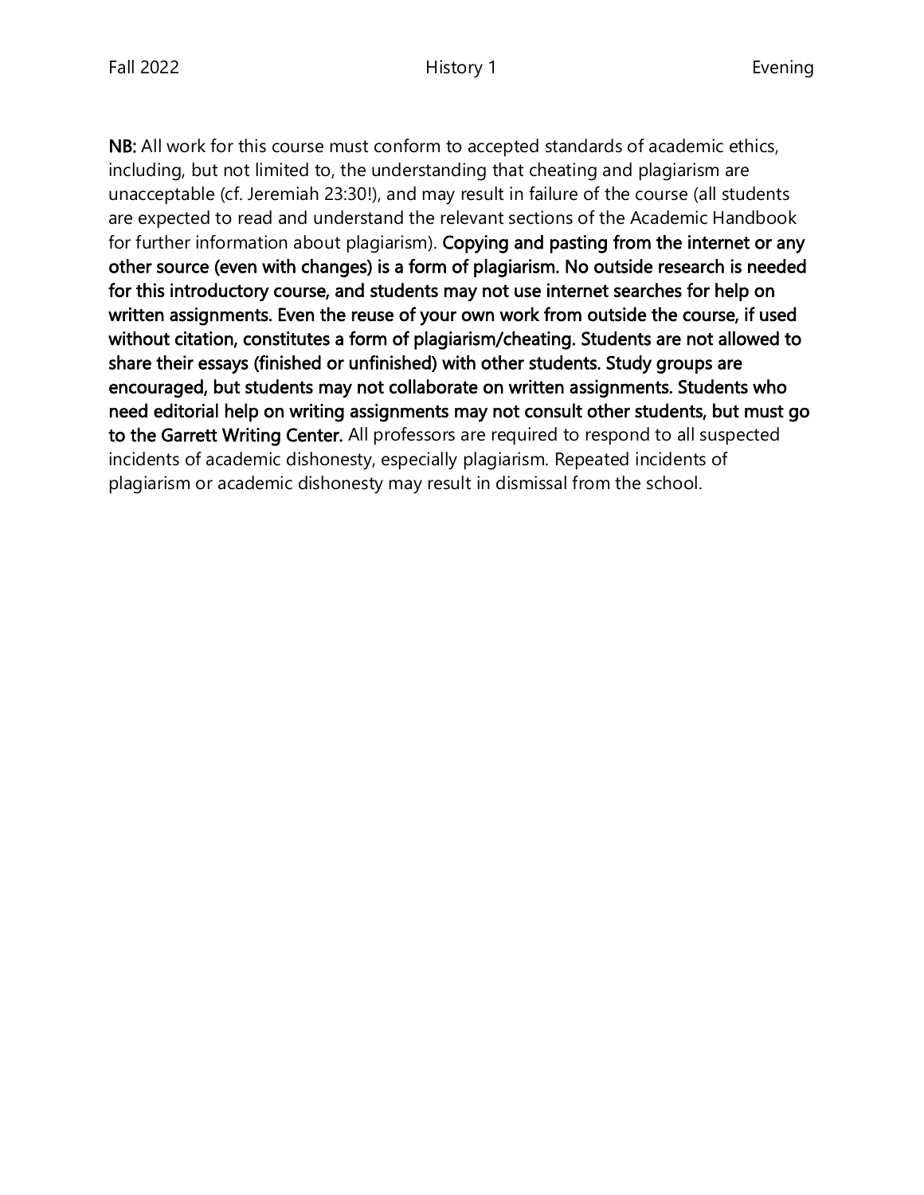**NB:** All work for this course must conform to accepted standards of academic ethics, including, but not limited to, the understanding that cheating and plagiarism are unacceptable (cf. Jeremiah 23:30!), and may result in failure of the course (all students are expected to read and understand the relevant sections of the Academic Handbook for further information about plagiarism). **Copying and pasting from the internet or any other source (even with changes) is a form of plagiarism. No outside research is needed for this introductory course, and students may not use internet searches for help on written assignments. Even the reuse of your own work from outside the course, if used without citation, constitutes a form of plagiarism/cheating. Students are not allowed to share their essays (finished or unfinished) with other students. Study groups are encouraged, but students may not collaborate on written assignments. Students who need editorial help on writing assignments may not consult other students, but must go to the Garrett Writing Center.** All professors are required to respond to all suspected incidents of academic dishonesty, especially plagiarism. Repeated incidents of plagiarism or academic dishonesty may result in dismissal from the school.